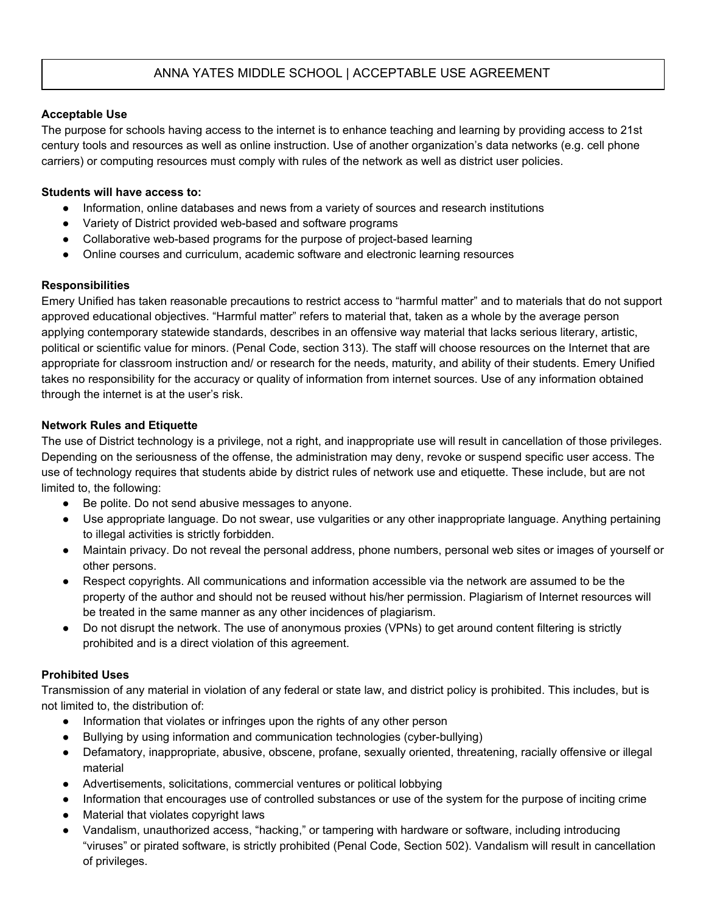# ANNA YATES MIDDLE SCHOOL | ACCEPTABLE USE AGREEMENT

**Acceptable Use**

The purpose for schools having access to the internet is to enhance teaching and learning by providing access to 21st century tools and resources as well as online instruction. Use of another organization's data networks (e.g. cell phone carriers) or computing resources must comply with rules of the network as well as district user policies.

**Students will have access to:**

- Information, online databases and news from a variety of sources and research institutions
- Variety of District provided web-based and software programs
- Collaborative web-based programs for the purpose of project-based learning
- Online courses and curriculum, academic software and electronic learning resources

**Responsibilities**

Emery Unified has taken reasonable precautions to restrict access to "harmful matter" and to materials that do not support approved educational objectives. "Harmful matter" refers to material that, taken as a whole by the average person applying contemporary statewide standards, describes in an offensive way material that lacks serious literary, artistic, political or scientific value for minors. (Penal Code, section 313). The staff will choose resources on the Internet that are appropriate for classroom instruction and/ or research for the needs, maturity, and ability of their students. Emery Unified takes no responsibility for the accuracy or quality of information from internet sources. Use of any information obtained through the internet is at the user's risk.

**Network Rules and Etiquette**

The use of District technology is a privilege, not a right, and inappropriate use will result in cancellation of those privileges. Depending on the seriousness of the offense, the administration may deny, revoke or suspend specific user access. The use of technology requires that students abide by district rules of network use and etiquette. These include, but are not limited to, the following:

- Be polite. Do not send abusive messages to anyone.
- Use appropriate language. Do not swear, use vulgarities or any other inappropriate language. Anything pertaining to illegal activities is strictly forbidden.
- Maintain privacy. Do not reveal the personal address, phone numbers, personal web sites or images of yourself or other persons.
- Respect copyrights. All communications and information accessible via the network are assumed to be the property of the author and should not be reused without his/her permission. Plagiarism of Internet resources will be treated in the same manner as any other incidences of plagiarism.
- Do not disrupt the network. The use of anonymous proxies (VPNs) to get around content filtering is strictly prohibited and is a direct violation of this agreement.

**Prohibited Uses**

Transmission of any material in violation of any federal or state law, and district policy is prohibited. This includes, but is not limited to, the distribution of:

- Information that violates or infringes upon the rights of any other person
- Bullying by using information and communication technologies (cyber-bullying)
- Defamatory, inappropriate, abusive, obscene, profane, sexually oriented, threatening, racially offensive or illegal material
- Advertisements, solicitations, commercial ventures or political lobbying
- Information that encourages use of controlled substances or use of the system for the purpose of inciting crime
- Material that violates copyright laws
- Vandalism, unauthorized access, "hacking," or tampering with hardware or software, including introducing "viruses" or pirated software, is strictly prohibited (Penal Code, Section 502). Vandalism will result in cancellation of privileges.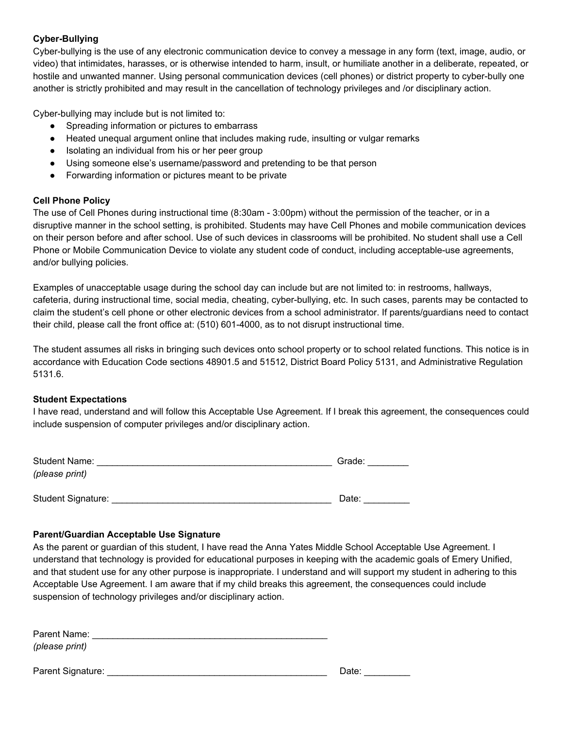**Cyber-Bullying**

Cyber-bullying is the use of any electronic communication device to convey a message in any form (text, image, audio, or video) that intimidates, harasses, or is otherwise intended to harm, insult, or humiliate another in a deliberate, repeated, or hostile and unwanted manner. Using personal communication devices (cell phones) or district property to cyber-bully one another is strictly prohibited and may result in the cancellation of technology privileges and /or disciplinary action.

Cyber-bullying may include but is not limited to:

- Spreading information or pictures to embarrass
- Heated unequal argument online that includes making rude, insulting or vulgar remarks
- Isolating an individual from his or her peer group
- Using someone else's username/password and pretending to be that person
- Forwarding information or pictures meant to be private

**Cell Phone Policy**

The use of Cell Phones during instructional time (8:30am - 3:00pm) without the permission of the teacher, or in a disruptive manner in the school setting, is prohibited. Students may have Cell Phones and mobile communication devices on their person before and after school. Use of such devices in classrooms will be prohibited. No student shall use a Cell Phone or Mobile Communication Device to violate any student code of conduct, including acceptable-use agreements, and/or bullying policies.

Examples of unacceptable usage during the school day can include but are not limited to: in restrooms, hallways, cafeteria, during instructional time, social media, cheating, cyber-bullying, etc. In such cases, parents may be contacted to claim the student's cell phone or other electronic devices from a school administrator. If parents/guardians need to contact their child, please call the front office at: (510) 601-4000, as to not disrupt instructional time.

The student assumes all risks in bringing such devices onto school property or to school related functions. This notice is in accordance with Education Code sections 48901.5 and 51512, District Board Policy 5131, and Administrative Regulation 5131.6.

**Student Expectations**

I have read, understand and will follow this Acceptable Use Agreement. If I break this agreement, the consequences could include suspension of computer privileges and/or disciplinary action.

Student Name: _______________________________________________ Grade: ________
*(please print)*

Student Signature: ____________________________________________ Date: _________

**Parent/Guardian Acceptable Use Signature**

As the parent or guardian of this student, I have read the Anna Yates Middle School Acceptable Use Agreement. I understand that technology is provided for educational purposes in keeping with the academic goals of Emery Unified, and that student use for any other purpose is inappropriate. I understand and will support my student in adhering to this Acceptable Use Agreement. I am aware that if my child breaks this agreement, the consequences could include suspension of technology privileges and/or disciplinary action.

Parent Name: _______________________________________________
*(please print)*

Parent Signature: ____________________________________________ Date: _________